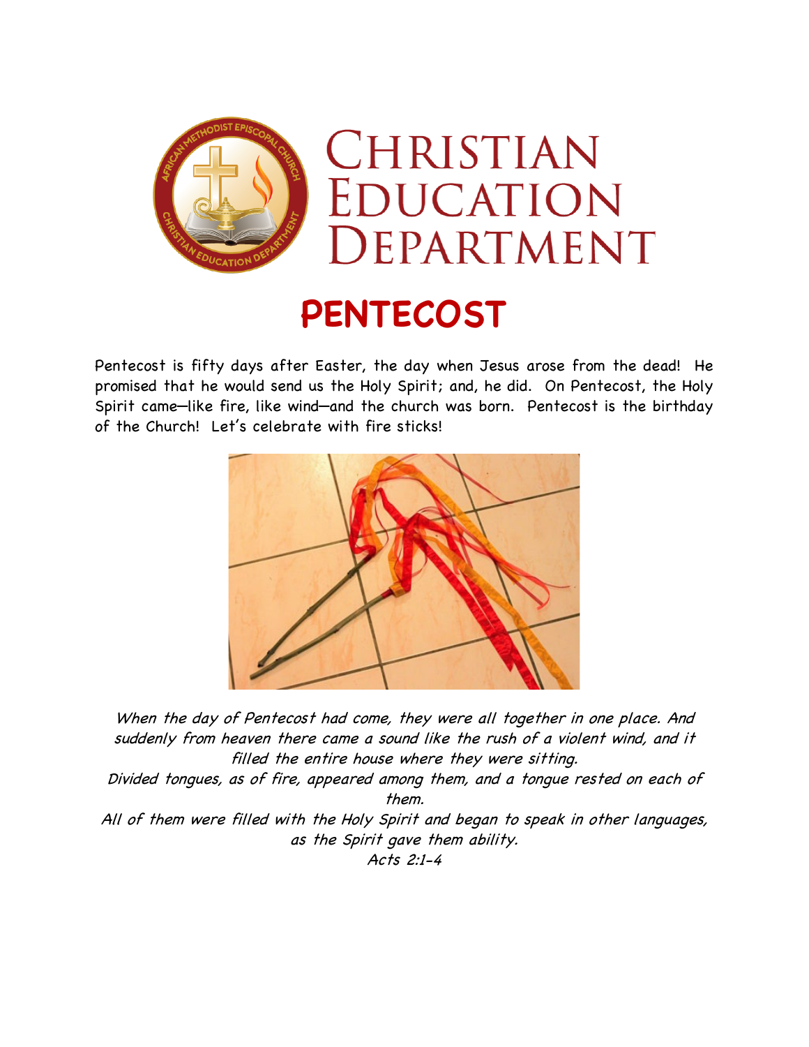# Christian Education Department

## PENTECOST

Pentecost is fifty days after Easter, the day when Jesus arose from the dead! He promised that he would send us the Holy Spirit; and, he did. On Pentecost, the Holy Spirit came—like fire, like wind—and the church was born. Pentecost is the birthday of the Church! Let's celebrate with fire sticks!

*When the day of Pentecost had come, they were all together in one place. And suddenly from heaven there came a sound like the rush of a violent wind, and it filled the entire house where they were sitting.*
*Divided tongues, as of fire, appeared among them, and a tongue rested on each of them.*
*All of them were filled with the Holy Spirit and began to speak in other languages, as the Spirit gave them ability.*
*Acts 2:1-4*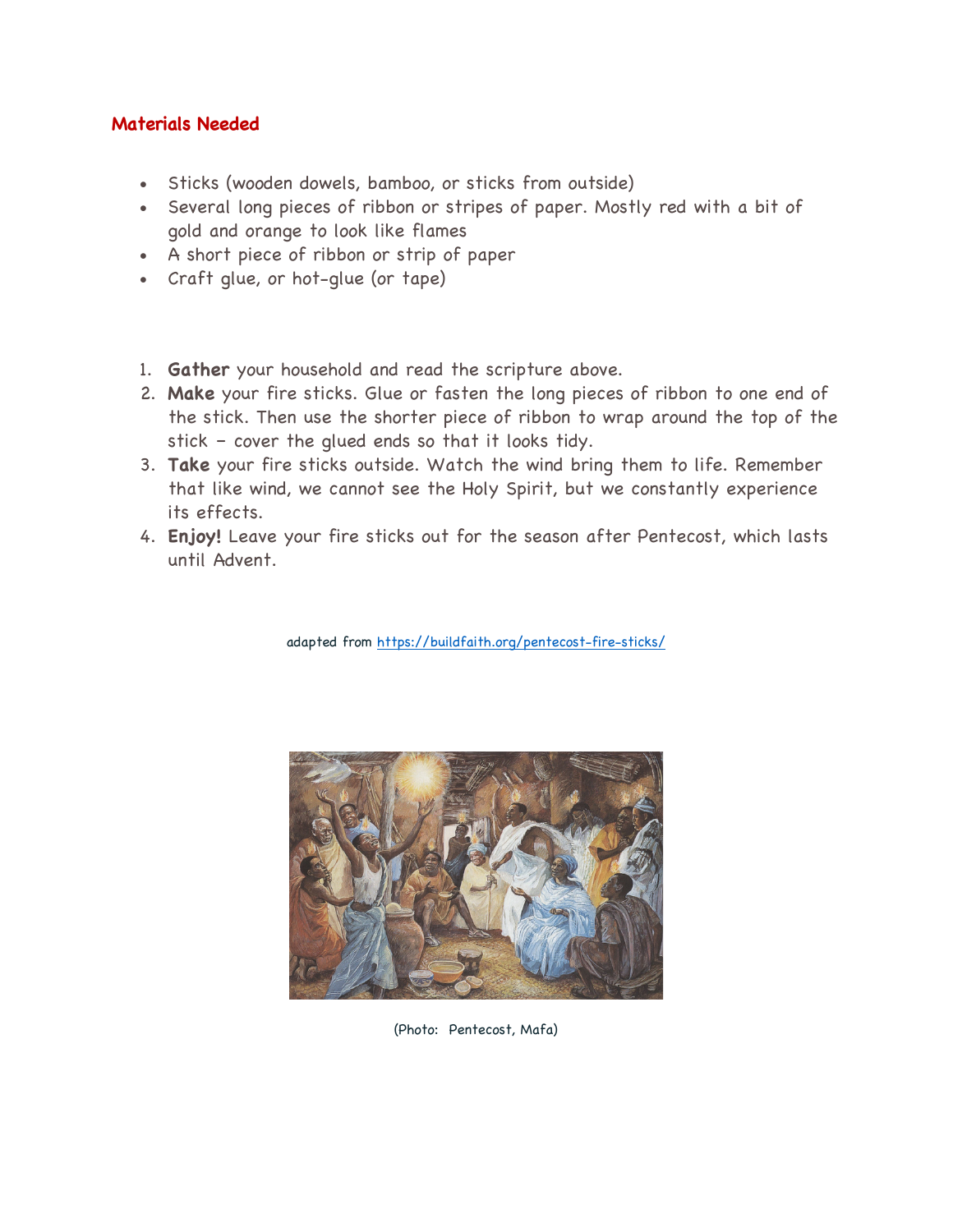## Materials Needed

- Sticks (wooden dowels, bamboo, or sticks from outside)
- Several long pieces of ribbon or stripes of paper. Mostly red with a bit of gold and orange to look like flames
- A short piece of ribbon or strip of paper
- Craft glue, or hot-glue (or tape)

1. **Gather** your household and read the scripture above.
2. **Make** your fire sticks. Glue or fasten the long pieces of ribbon to one end of the stick. Then use the shorter piece of ribbon to wrap around the top of the stick – cover the glued ends so that it looks tidy.
3. **Take** your fire sticks outside. Watch the wind bring them to life. Remember that like wind, we cannot see the Holy Spirit, but we constantly experience its effects.
4. **Enjoy!** Leave your fire sticks out for the season after Pentecost, which lasts until Advent.

adapted from [https://buildfaith.org/pentecost-fire-sticks/](https://buildfaith.org/pentecost-fire-sticks/)

(Photo: Pentecost, Mafa)